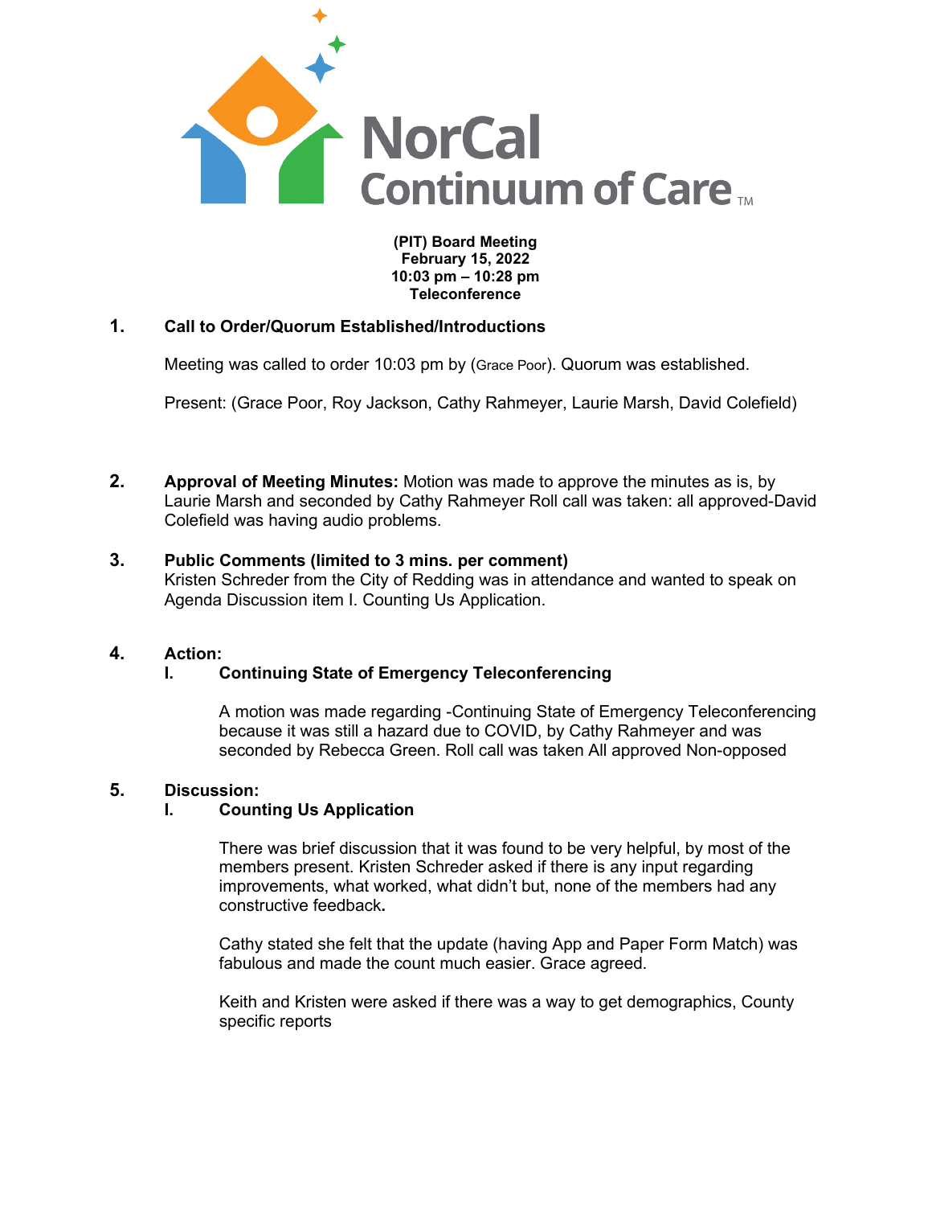NorCal Continuum of Care™

**(PIT) Board Meeting**
**February 15, 2022**
**10:03 pm – 10:28 pm**
**Teleconference**

**1. Call to Order/Quorum Established/Introductions**

Meeting was called to order 10:03 pm by (Grace Poor). Quorum was established.

Present: (Grace Poor, Roy Jackson, Cathy Rahmeyer, Laurie Marsh, David Colefield)

**2. Approval of Meeting Minutes:** Motion was made to approve the minutes as is, by Laurie Marsh and seconded by Cathy Rahmeyer Roll call was taken: all approved-David Colefield was having audio problems.

**3. Public Comments (limited to 3 mins. per comment)**
Kristen Schreder from the City of Redding was in attendance and wanted to speak on Agenda Discussion item I. Counting Us Application.

**4. Action:**

**I. Continuing State of Emergency Teleconferencing**

A motion was made regarding -Continuing State of Emergency Teleconferencing because it was still a hazard due to COVID, by Cathy Rahmeyer and was seconded by Rebecca Green. Roll call was taken All approved Non-opposed

**5. Discussion:**

**I. Counting Us Application**

There was brief discussion that it was found to be very helpful, by most of the members present. Kristen Schreder asked if there is any input regarding improvements, what worked, what didn't but, none of the members had any constructive feedback**.**

Cathy stated she felt that the update (having App and Paper Form Match) was fabulous and made the count much easier. Grace agreed.

Keith and Kristen were asked if there was a way to get demographics, County specific reports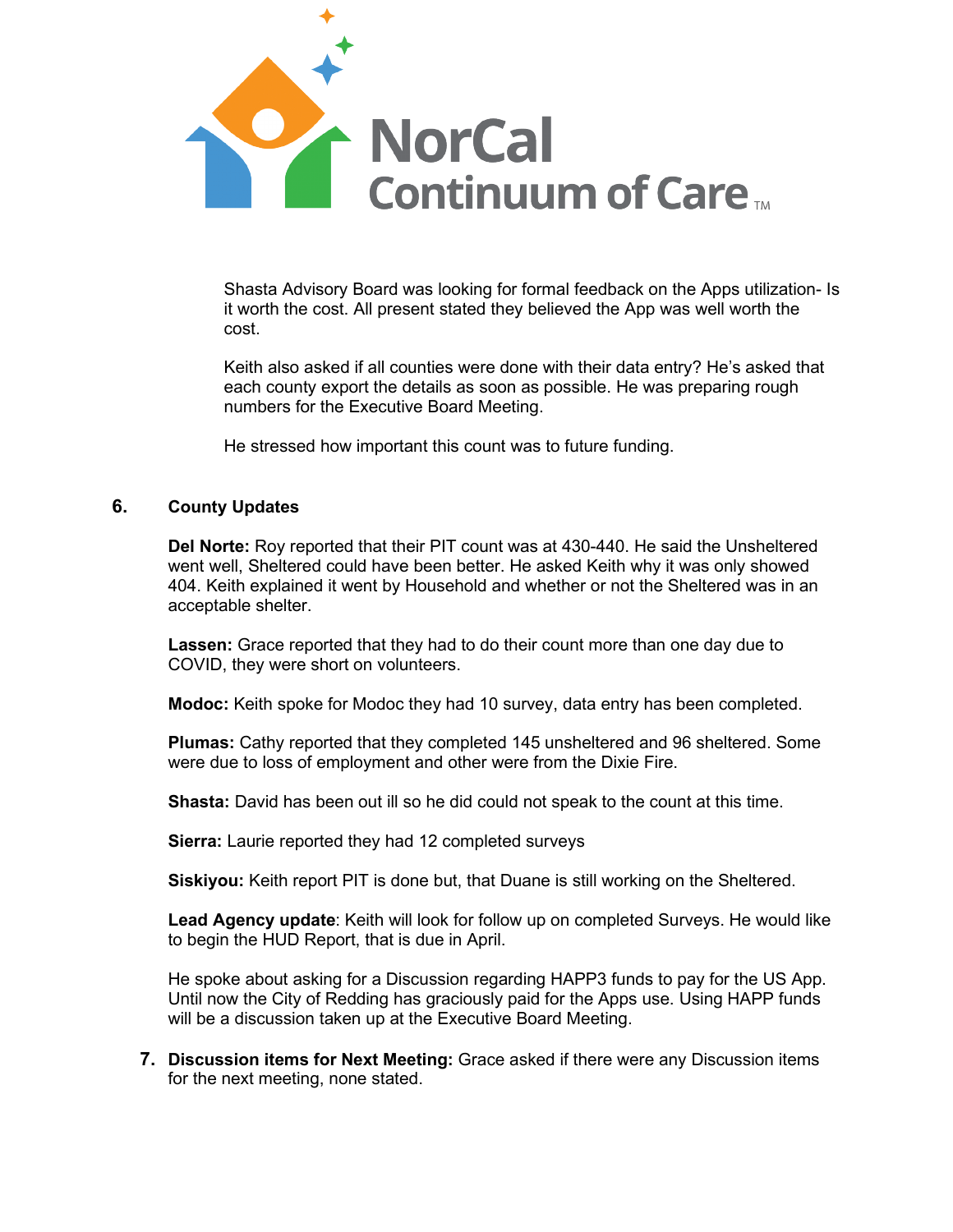Shasta Advisory Board was looking for formal feedback on the Apps utilization- Is it worth the cost. All present stated they believed the App was well worth the cost.

Keith also asked if all counties were done with their data entry? He's asked that each county export the details as soon as possible. He was preparing rough numbers for the Executive Board Meeting.

He stressed how important this count was to future funding.

## 6. County Updates

**Del Norte:** Roy reported that their PIT count was at 430-440. He said the Unsheltered went well, Sheltered could have been better. He asked Keith why it was only showed 404. Keith explained it went by Household and whether or not the Sheltered was in an acceptable shelter.

**Lassen:** Grace reported that they had to do their count more than one day due to COVID, they were short on volunteers.

**Modoc:** Keith spoke for Modoc they had 10 survey, data entry has been completed.

**Plumas:** Cathy reported that they completed 145 unsheltered and 96 sheltered. Some were due to loss of employment and other were from the Dixie Fire.

**Shasta:** David has been out ill so he did could not speak to the count at this time.

**Sierra:** Laurie reported they had 12 completed surveys

**Siskiyou:** Keith report PIT is done but, that Duane is still working on the Sheltered.

**Lead Agency update**: Keith will look for follow up on completed Surveys. He would like to begin the HUD Report, that is due in April.

He spoke about asking for a Discussion regarding HAPP3 funds to pay for the US App. Until now the City of Redding has graciously paid for the Apps use. Using HAPP funds will be a discussion taken up at the Executive Board Meeting.

7. **Discussion items for Next Meeting:** Grace asked if there were any Discussion items for the next meeting, none stated.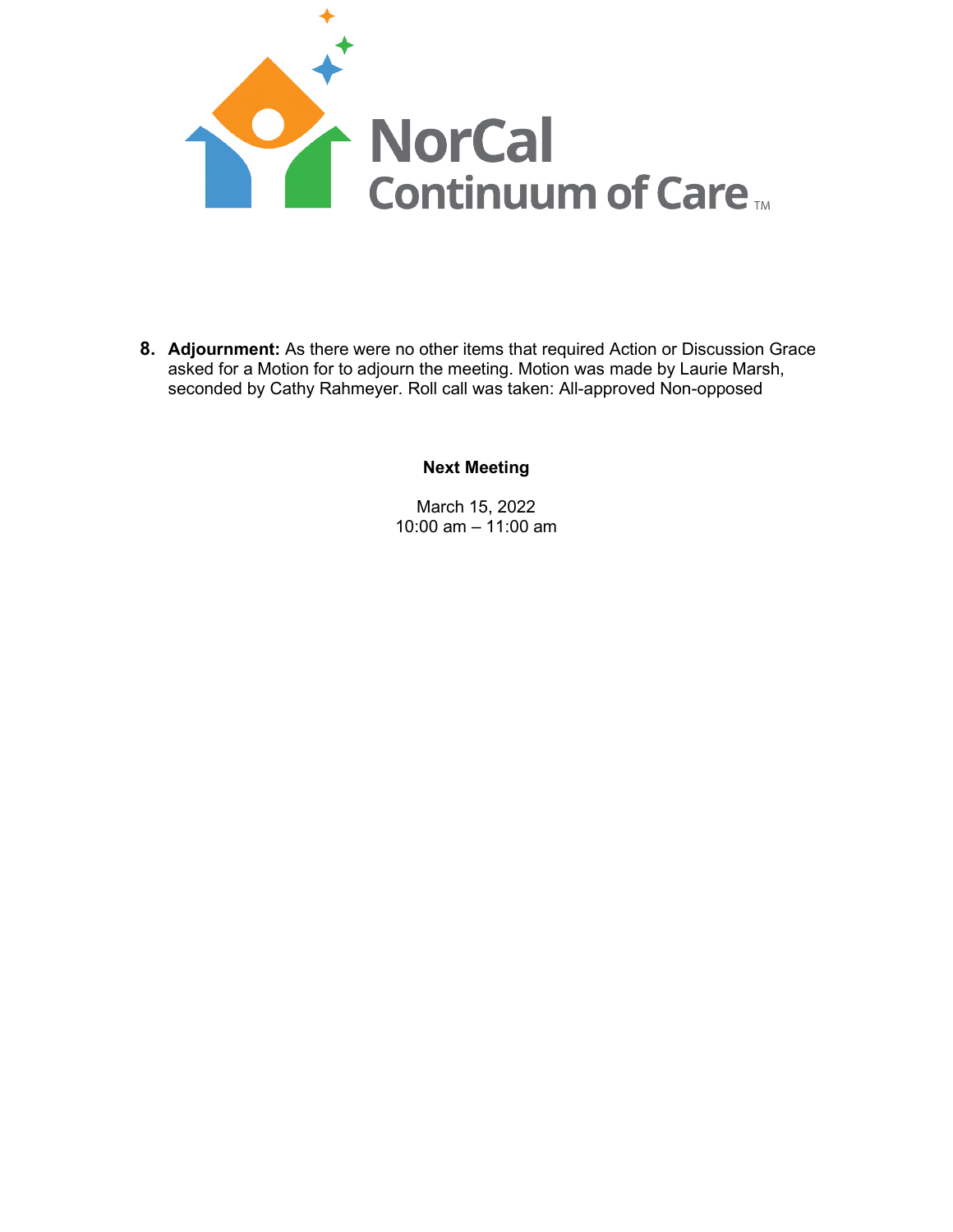8. **Adjournment:** As there were no other items that required Action or Discussion Grace asked for a Motion for to adjourn the meeting. Motion was made by Laurie Marsh, seconded by Cathy Rahmeyer. Roll call was taken: All-approved Non-opposed

**Next Meeting**

March 15, 2022
10:00 am – 11:00 am